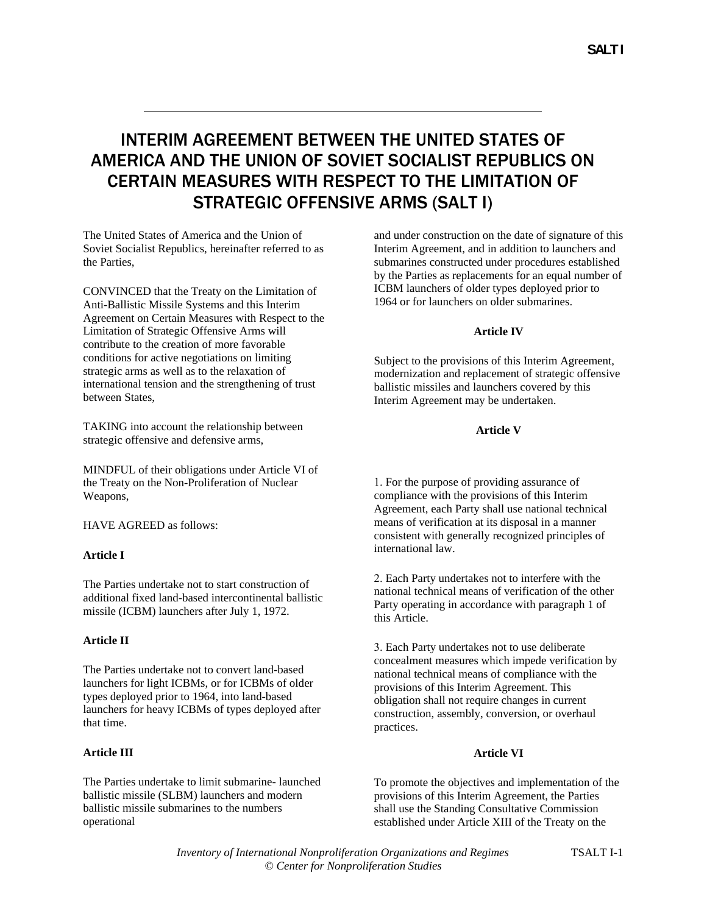// 
# INTERIM AGREEMENT BETWEEN THE UNITED STATES OF AMERICA AND THE UNION OF SOVIET SOCIALIST REPUBLICS ON CERTAIN MEASURES WITH RESPECT TO THE LIMITATION OF STRATEGIC OFFENSIVE ARMS (SALT I)

The United States of America and the Union of Soviet Socialist Republics, hereinafter referred to as the Parties,

CONVINCED that the Treaty on the Limitation of Anti-Ballistic Missile Systems and this Interim Agreement on Certain Measures with Respect to the Limitation of Strategic Offensive Arms will contribute to the creation of more favorable conditions for active negotiations on limiting strategic arms as well as to the relaxation of international tension and the strengthening of trust between States,

TAKING into account the relationship between strategic offensive and defensive arms,

MINDFUL of their obligations under Article VI of the Treaty on the Non-Proliferation of Nuclear Weapons,

HAVE AGREED as follows:

**Article I**

The Parties undertake not to start construction of additional fixed land-based intercontinental ballistic missile (ICBM) launchers after July 1, 1972.

**Article II**

The Parties undertake not to convert land-based launchers for light ICBMs, or for ICBMs of older types deployed prior to 1964, into land-based launchers for heavy ICBMs of types deployed after that time.

**Article III**

The Parties undertake to limit submarine- launched ballistic missile (SLBM) launchers and modern ballistic missile submarines to the numbers operational and under construction on the date of signature of this Interim Agreement, and in addition to launchers and submarines constructed under procedures established by the Parties as replacements for an equal number of ICBM launchers of older types deployed prior to 1964 or for launchers on older submarines.

**Article IV**

Subject to the provisions of this Interim Agreement, modernization and replacement of strategic offensive ballistic missiles and launchers covered by this Interim Agreement may be undertaken.

**Article V**

1. For the purpose of providing assurance of compliance with the provisions of this Interim Agreement, each Party shall use national technical means of verification at its disposal in a manner consistent with generally recognized principles of international law.

2. Each Party undertakes not to interfere with the national technical means of verification of the other Party operating in accordance with paragraph 1 of this Article.

3. Each Party undertakes not to use deliberate concealment measures which impede verification by national technical means of compliance with the provisions of this Interim Agreement. This obligation shall not require changes in current construction, assembly, conversion, or overhaul practices.

**Article VI**

To promote the objectives and implementation of the provisions of this Interim Agreement, the Parties shall use the Standing Consultative Commission established under Article XIII of the Treaty on the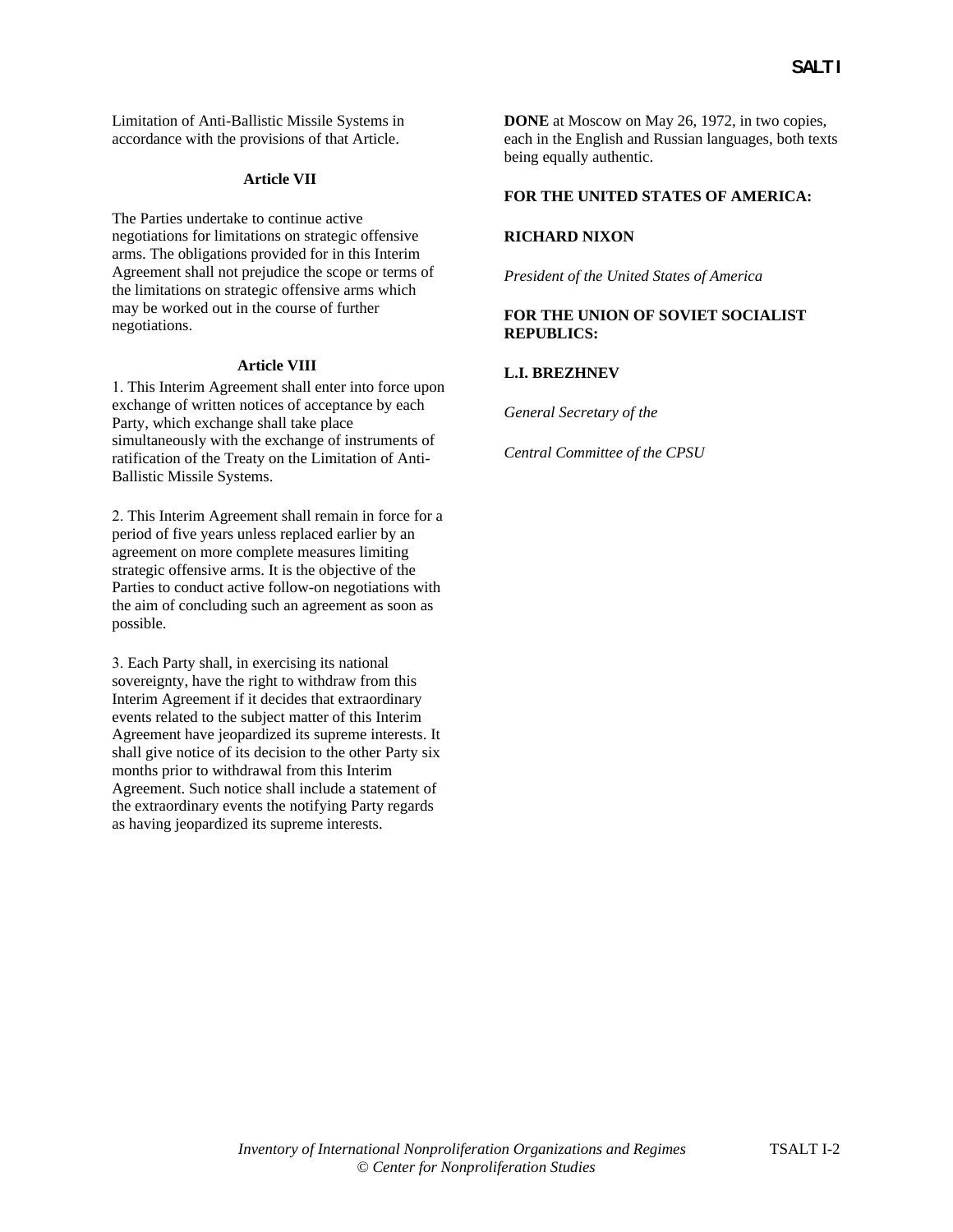Limitation of Anti-Ballistic Missile Systems in accordance with the provisions of that Article.

### Article VII

The Parties undertake to continue active negotiations for limitations on strategic offensive arms. The obligations provided for in this Interim Agreement shall not prejudice the scope or terms of the limitations on strategic offensive arms which may be worked out in the course of further negotiations.

### Article VIII

1. This Interim Agreement shall enter into force upon exchange of written notices of acceptance by each Party, which exchange shall take place simultaneously with the exchange of instruments of ratification of the Treaty on the Limitation of Anti-Ballistic Missile Systems.

2. This Interim Agreement shall remain in force for a period of five years unless replaced earlier by an agreement on more complete measures limiting strategic offensive arms. It is the objective of the Parties to conduct active follow-on negotiations with the aim of concluding such an agreement as soon as possible.

3. Each Party shall, in exercising its national sovereignty, have the right to withdraw from this Interim Agreement if it decides that extraordinary events related to the subject matter of this Interim Agreement have jeopardized its supreme interests. It shall give notice of its decision to the other Party six months prior to withdrawal from this Interim Agreement. Such notice shall include a statement of the extraordinary events the notifying Party regards as having jeopardized its supreme interests.

**DONE** at Moscow on May 26, 1972, in two copies, each in the English and Russian languages, both texts being equally authentic.

**FOR THE UNITED STATES OF AMERICA:**

**RICHARD NIXON**

*President of the United States of America*

**FOR THE UNION OF SOVIET SOCIALIST REPUBLICS:**

**L.I. BREZHNEV**

*General Secretary of the*

*Central Committee of the CPSU*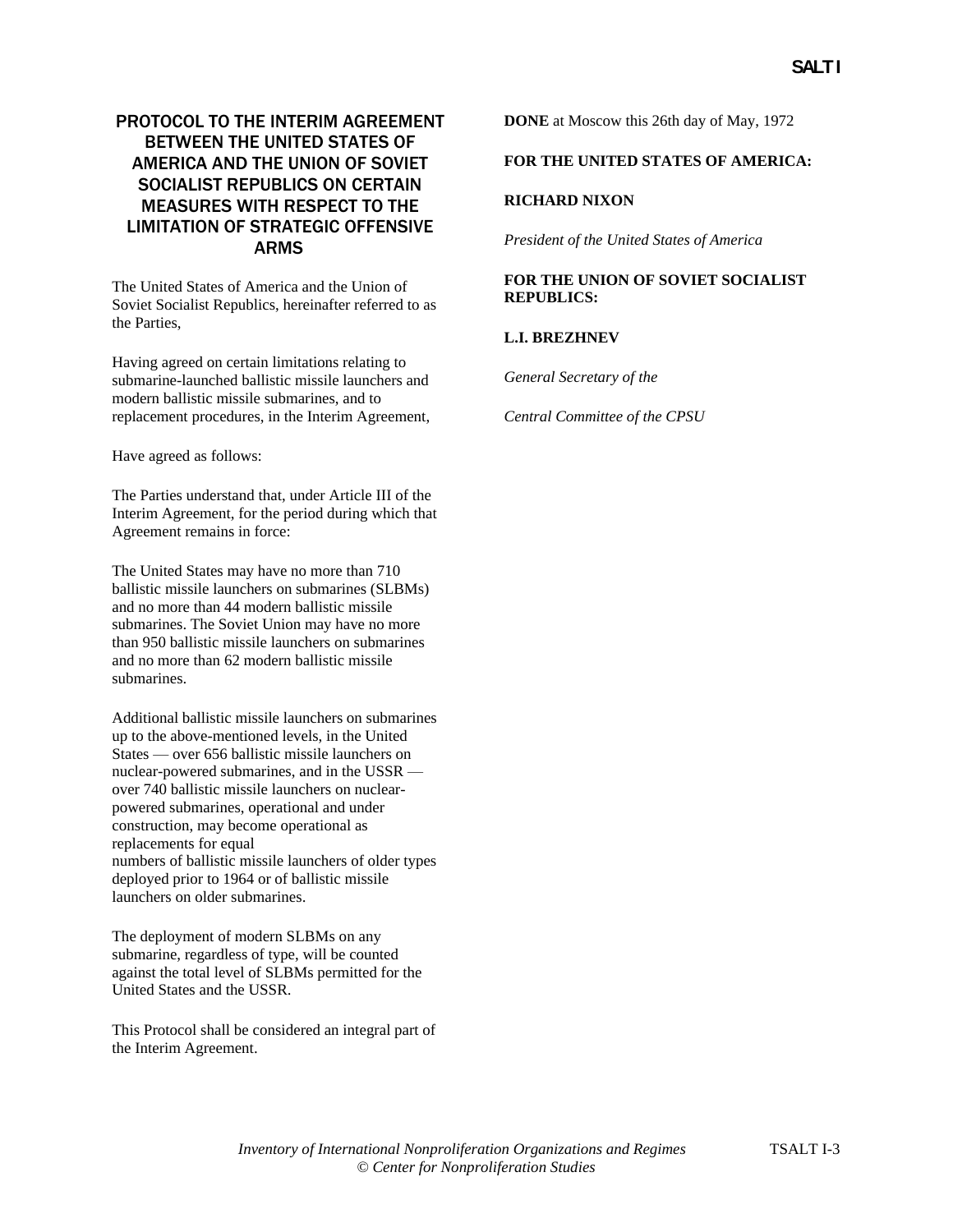## PROTOCOL TO THE INTERIM AGREEMENT BETWEEN THE UNITED STATES OF AMERICA AND THE UNION OF SOVIET SOCIALIST REPUBLICS ON CERTAIN MEASURES WITH RESPECT TO THE LIMITATION OF STRATEGIC OFFENSIVE ARMS

The United States of America and the Union of Soviet Socialist Republics, hereinafter referred to as the Parties,

Having agreed on certain limitations relating to submarine-launched ballistic missile launchers and modern ballistic missile submarines, and to replacement procedures, in the Interim Agreement,

Have agreed as follows:

The Parties understand that, under Article III of the Interim Agreement, for the period during which that Agreement remains in force:

The United States may have no more than 710 ballistic missile launchers on submarines (SLBMs) and no more than 44 modern ballistic missile submarines. The Soviet Union may have no more than 950 ballistic missile launchers on submarines and no more than 62 modern ballistic missile submarines.

Additional ballistic missile launchers on submarines up to the above-mentioned levels, in the United States — over 656 ballistic missile launchers on nuclear-powered submarines, and in the USSR — over 740 ballistic missile launchers on nuclear-powered submarines, operational and under construction, may become operational as replacements for equal numbers of ballistic missile launchers of older types deployed prior to 1964 or of ballistic missile launchers on older submarines.

The deployment of modern SLBMs on any submarine, regardless of type, will be counted against the total level of SLBMs permitted for the United States and the USSR.

This Protocol shall be considered an integral part of the Interim Agreement.

**DONE** at Moscow this 26th day of May, 1972

**FOR THE UNITED STATES OF AMERICA:**

**RICHARD NIXON**

*President of the United States of America*

**FOR THE UNION OF SOVIET SOCIALIST REPUBLICS:**

**L.I. BREZHNEV**

*General Secretary of the*

*Central Committee of the CPSU*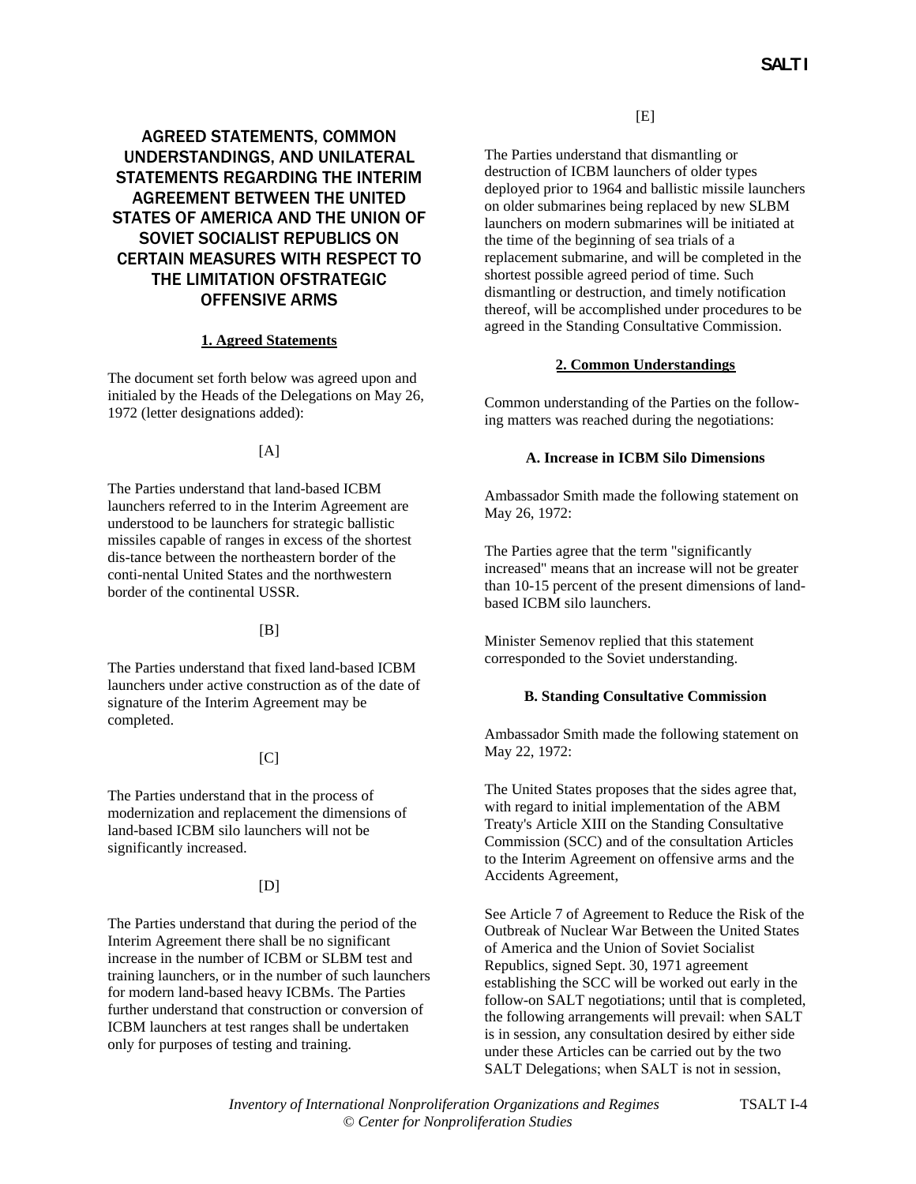## AGREED STATEMENTS, COMMON UNDERSTANDINGS, AND UNILATERAL STATEMENTS REGARDING THE INTERIM AGREEMENT BETWEEN THE UNITED STATES OF AMERICA AND THE UNION OF SOVIET SOCIALIST REPUBLICS ON CERTAIN MEASURES WITH RESPECT TO THE LIMITATION OFSTRATEGIC OFFENSIVE ARMS

### 1. Agreed Statements

The document set forth below was agreed upon and initialed by the Heads of the Delegations on May 26, 1972 (letter designations added):

[A]

The Parties understand that land-based ICBM launchers referred to in the Interim Agreement are understood to be launchers for strategic ballistic missiles capable of ranges in excess of the shortest dis-tance between the northeastern border of the conti-nental United States and the northwestern border of the continental USSR.

[B]

The Parties understand that fixed land-based ICBM launchers under active construction as of the date of signature of the Interim Agreement may be completed.

[C]

The Parties understand that in the process of modernization and replacement the dimensions of land-based ICBM silo launchers will not be significantly increased.

[D]

The Parties understand that during the period of the Interim Agreement there shall be no significant increase in the number of ICBM or SLBM test and training launchers, or in the number of such launchers for modern land-based heavy ICBMs. The Parties further understand that construction or conversion of ICBM launchers at test ranges shall be undertaken only for purposes of testing and training.

[E]

The Parties understand that dismantling or destruction of ICBM launchers of older types deployed prior to 1964 and ballistic missile launchers on older submarines being replaced by new SLBM launchers on modern submarines will be initiated at the time of the beginning of sea trials of a replacement submarine, and will be completed in the shortest possible agreed period of time. Such dismantling or destruction, and timely notification thereof, will be accomplished under procedures to be agreed in the Standing Consultative Commission.

### 2. Common Understandings

Common understanding of the Parties on the follow-ing matters was reached during the negotiations:

#### A. Increase in ICBM Silo Dimensions

Ambassador Smith made the following statement on May 26, 1972:

The Parties agree that the term "significantly increased" means that an increase will not be greater than 10-15 percent of the present dimensions of land-based ICBM silo launchers.

Minister Semenov replied that this statement corresponded to the Soviet understanding.

#### B. Standing Consultative Commission

Ambassador Smith made the following statement on May 22, 1972:

The United States proposes that the sides agree that, with regard to initial implementation of the ABM Treaty's Article XIII on the Standing Consultative Commission (SCC) and of the consultation Articles to the Interim Agreement on offensive arms and the Accidents Agreement,

See Article 7 of Agreement to Reduce the Risk of the Outbreak of Nuclear War Between the United States of America and the Union of Soviet Socialist Republics, signed Sept. 30, 1971 agreement establishing the SCC will be worked out early in the follow-on SALT negotiations; until that is completed, the following arrangements will prevail: when SALT is in session, any consultation desired by either side under these Articles can be carried out by the two SALT Delegations; when SALT is not in session,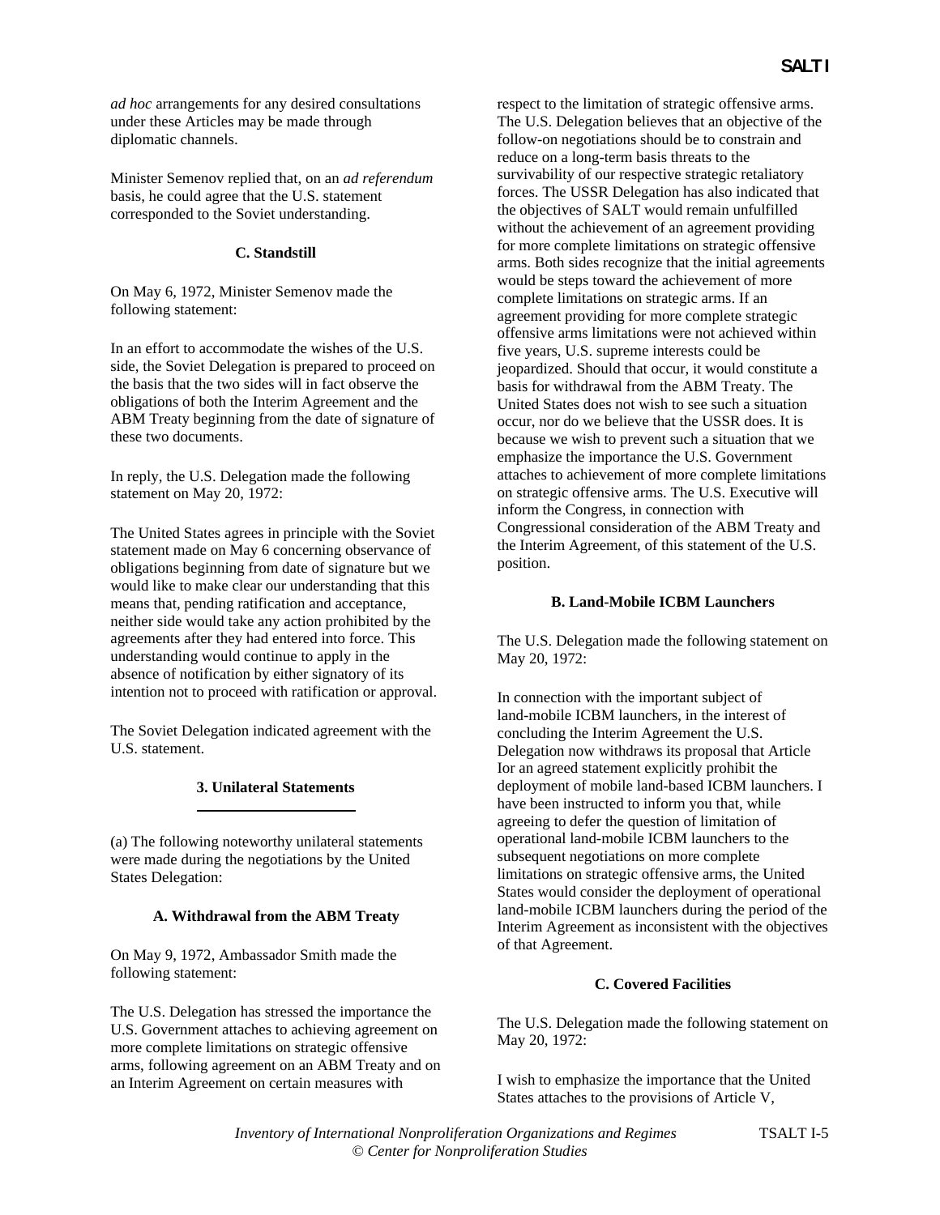*ad hoc* arrangements for any desired consultations under these Articles may be made through diplomatic channels.

Minister Semenov replied that, on an *ad referendum* basis, he could agree that the U.S. statement corresponded to the Soviet understanding.

#### C. Standstill

On May 6, 1972, Minister Semenov made the following statement:

In an effort to accommodate the wishes of the U.S. side, the Soviet Delegation is prepared to proceed on the basis that the two sides will in fact observe the obligations of both the Interim Agreement and the ABM Treaty beginning from the date of signature of these two documents.

In reply, the U.S. Delegation made the following statement on May 20, 1972:

The United States agrees in principle with the Soviet statement made on May 6 concerning observance of obligations beginning from date of signature but we would like to make clear our understanding that this means that, pending ratification and acceptance, neither side would take any action prohibited by the agreements after they had entered into force. This understanding would continue to apply in the absence of notification by either signatory of its intention not to proceed with ratification or approval.

The Soviet Delegation indicated agreement with the U.S. statement.

### 3. Unilateral Statements

(a) The following noteworthy unilateral statements were made during the negotiations by the United States Delegation:

#### A. Withdrawal from the ABM Treaty

On May 9, 1972, Ambassador Smith made the following statement:

The U.S. Delegation has stressed the importance the U.S. Government attaches to achieving agreement on more complete limitations on strategic offensive arms, following agreement on an ABM Treaty and on an Interim Agreement on certain measures with respect to the limitation of strategic offensive arms. The U.S. Delegation believes that an objective of the follow-on negotiations should be to constrain and reduce on a long-term basis threats to the survivability of our respective strategic retaliatory forces. The USSR Delegation has also indicated that the objectives of SALT would remain unfulfilled without the achievement of an agreement providing for more complete limitations on strategic offensive arms. Both sides recognize that the initial agreements would be steps toward the achievement of more complete limitations on strategic arms. If an agreement providing for more complete strategic offensive arms limitations were not achieved within five years, U.S. supreme interests could be jeopardized. Should that occur, it would constitute a basis for withdrawal from the ABM Treaty. The United States does not wish to see such a situation occur, nor do we believe that the USSR does. It is because we wish to prevent such a situation that we emphasize the importance the U.S. Government attaches to achievement of more complete limitations on strategic offensive arms. The U.S. Executive will inform the Congress, in connection with Congressional consideration of the ABM Treaty and the Interim Agreement, of this statement of the U.S. position.

#### B. Land-Mobile ICBM Launchers

The U.S. Delegation made the following statement on May 20, 1972:

In connection with the important subject of land-mobile ICBM launchers, in the interest of concluding the Interim Agreement the U.S. Delegation now withdraws its proposal that Article Ior an agreed statement explicitly prohibit the deployment of mobile land-based ICBM launchers. I have been instructed to inform you that, while agreeing to defer the question of limitation of operational land-mobile ICBM launchers to the subsequent negotiations on more complete limitations on strategic offensive arms, the United States would consider the deployment of operational land-mobile ICBM launchers during the period of the Interim Agreement as inconsistent with the objectives of that Agreement.

#### C. Covered Facilities

The U.S. Delegation made the following statement on May 20, 1972:

I wish to emphasize the importance that the United States attaches to the provisions of Article V,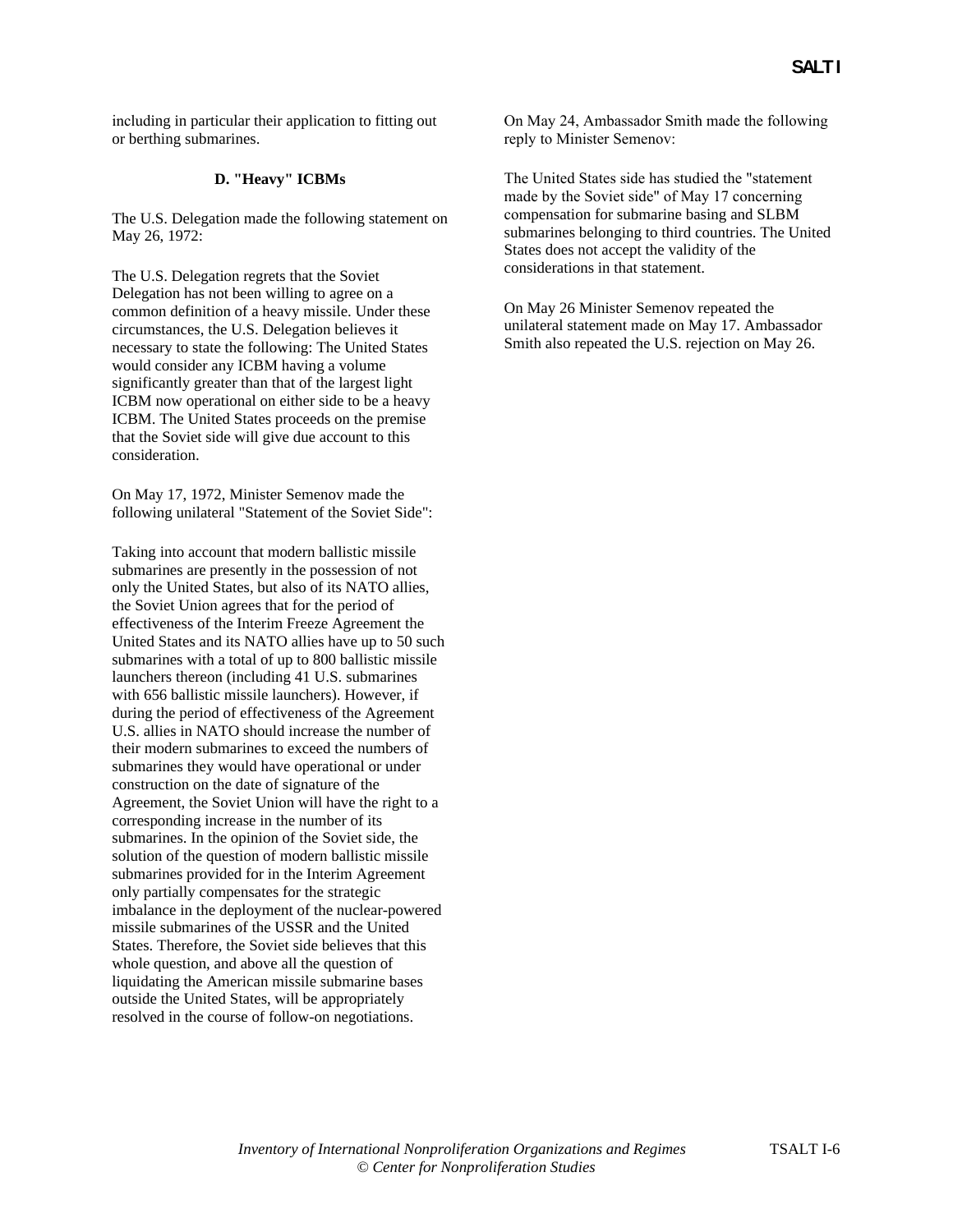including in particular their application to fitting out or berthing submarines.

### D. "Heavy" ICBMs

The U.S. Delegation made the following statement on May 26, 1972:

The U.S. Delegation regrets that the Soviet Delegation has not been willing to agree on a common definition of a heavy missile. Under these circumstances, the U.S. Delegation believes it necessary to state the following: The United States would consider any ICBM having a volume significantly greater than that of the largest light ICBM now operational on either side to be a heavy ICBM. The United States proceeds on the premise that the Soviet side will give due account to this consideration.

On May 17, 1972, Minister Semenov made the following unilateral "Statement of the Soviet Side":

Taking into account that modern ballistic missile submarines are presently in the possession of not only the United States, but also of its NATO allies, the Soviet Union agrees that for the period of effectiveness of the Interim Freeze Agreement the United States and its NATO allies have up to 50 such submarines with a total of up to 800 ballistic missile launchers thereon (including 41 U.S. submarines with 656 ballistic missile launchers). However, if during the period of effectiveness of the Agreement U.S. allies in NATO should increase the number of their modern submarines to exceed the numbers of submarines they would have operational or under construction on the date of signature of the Agreement, the Soviet Union will have the right to a corresponding increase in the number of its submarines. In the opinion of the Soviet side, the solution of the question of modern ballistic missile submarines provided for in the Interim Agreement only partially compensates for the strategic imbalance in the deployment of the nuclear-powered missile submarines of the USSR and the United States. Therefore, the Soviet side believes that this whole question, and above all the question of liquidating the American missile submarine bases outside the United States, will be appropriately resolved in the course of follow-on negotiations.

On May 24, Ambassador Smith made the following reply to Minister Semenov:

The United States side has studied the "statement made by the Soviet side" of May 17 concerning compensation for submarine basing and SLBM submarines belonging to third countries. The United States does not accept the validity of the considerations in that statement.

On May 26 Minister Semenov repeated the unilateral statement made on May 17. Ambassador Smith also repeated the U.S. rejection on May 26.